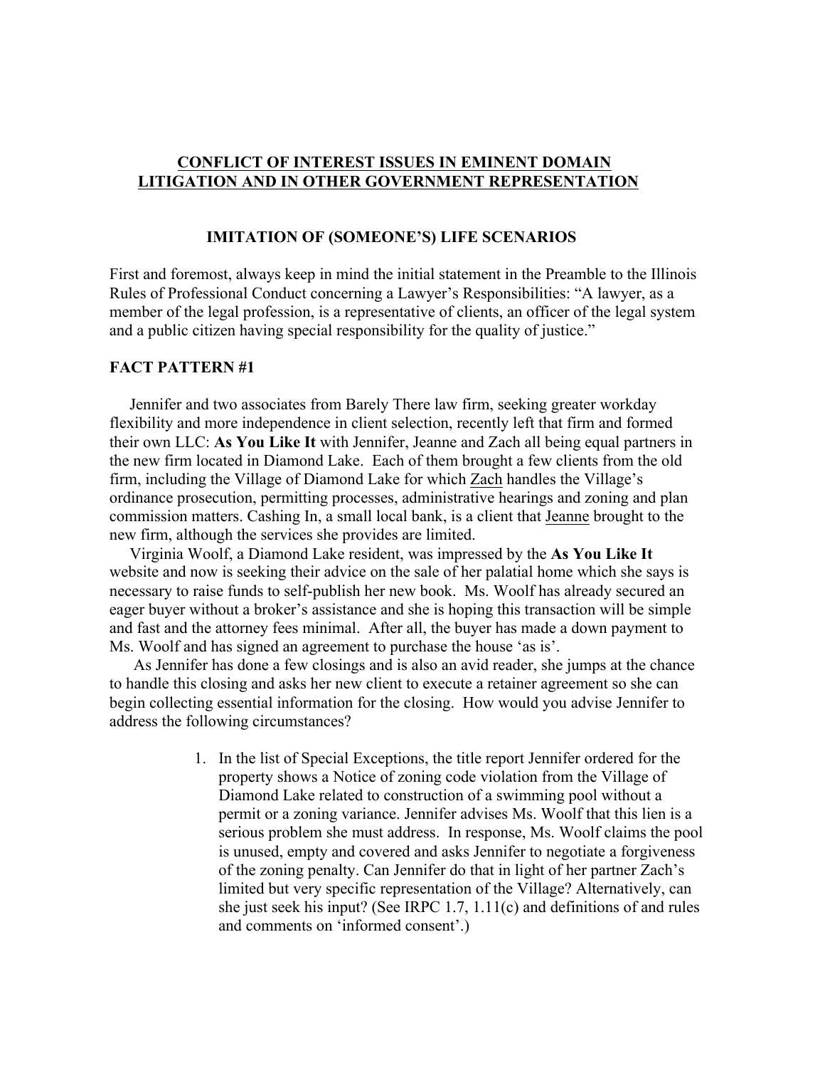# <u>CONFLICT OF INTEREST ISSUES IN EMINENT DOMAIN LITIGATION AND IN OTHER GOVERNMENT REPRESENTATION</u>

## IMITATION OF (SOMEONE'S) LIFE SCENARIOS

First and foremost, always keep in mind the initial statement in the Preamble to the Illinois Rules of Professional Conduct concerning a Lawyer's Responsibilities: "A lawyer, as a member of the legal profession, is a representative of clients, an officer of the legal system and a public citizen having special responsibility for the quality of justice."

### FACT PATTERN #1

Jennifer and two associates from Barely There law firm, seeking greater workday flexibility and more independence in client selection, recently left that firm and formed their own LLC: **As You Like It** with Jennifer, Jeanne and Zach all being equal partners in the new firm located in Diamond Lake. Each of them brought a few clients from the old firm, including the Village of Diamond Lake for which <u>Zach</u> handles the Village's ordinance prosecution, permitting processes, administrative hearings and zoning and plan commission matters. Cashing In, a small local bank, is a client that <u>Jeanne</u> brought to the new firm, although the services she provides are limited.

Virginia Woolf, a Diamond Lake resident, was impressed by the **As You Like It** website and now is seeking their advice on the sale of her palatial home which she says is necessary to raise funds to self-publish her new book. Ms. Woolf has already secured an eager buyer without a broker's assistance and she is hoping this transaction will be simple and fast and the attorney fees minimal. After all, the buyer has made a down payment to Ms. Woolf and has signed an agreement to purchase the house 'as is'.

As Jennifer has done a few closings and is also an avid reader, she jumps at the chance to handle this closing and asks her new client to execute a retainer agreement so she can begin collecting essential information for the closing. How would you advise Jennifer to address the following circumstances?

1. In the list of Special Exceptions, the title report Jennifer ordered for the property shows a Notice of zoning code violation from the Village of Diamond Lake related to construction of a swimming pool without a permit or a zoning variance. Jennifer advises Ms. Woolf that this lien is a serious problem she must address. In response, Ms. Woolf claims the pool is unused, empty and covered and asks Jennifer to negotiate a forgiveness of the zoning penalty. Can Jennifer do that in light of her partner Zach's limited but very specific representation of the Village? Alternatively, can she just seek his input? (See IRPC 1.7, 1.11(c) and definitions of and rules and comments on 'informed consent'.)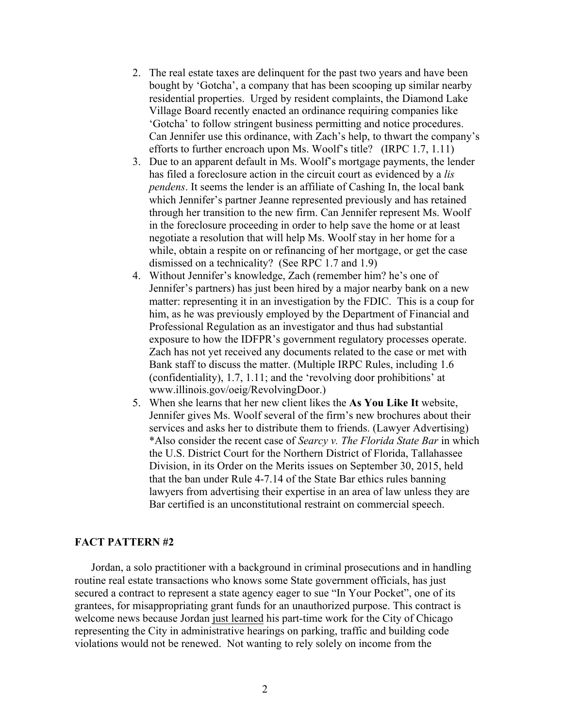2. The real estate taxes are delinquent for the past two years and have been bought by 'Gotcha', a company that has been scooping up similar nearby residential properties. Urged by resident complaints, the Diamond Lake Village Board recently enacted an ordinance requiring companies like 'Gotcha' to follow stringent business permitting and notice procedures. Can Jennifer use this ordinance, with Zach's help, to thwart the company's efforts to further encroach upon Ms. Woolf's title? (IRPC 1.7, 1.11)
3. Due to an apparent default in Ms. Woolf's mortgage payments, the lender has filed a foreclosure action in the circuit court as evidenced by a *lis pendens*. It seems the lender is an affiliate of Cashing In, the local bank which Jennifer's partner Jeanne represented previously and has retained through her transition to the new firm. Can Jennifer represent Ms. Woolf in the foreclosure proceeding in order to help save the home or at least negotiate a resolution that will help Ms. Woolf stay in her home for a while, obtain a respite on or refinancing of her mortgage, or get the case dismissed on a technicality? (See RPC 1.7 and 1.9)
4. Without Jennifer's knowledge, Zach (remember him? he's one of Jennifer's partners) has just been hired by a major nearby bank on a new matter: representing it in an investigation by the FDIC. This is a coup for him, as he was previously employed by the Department of Financial and Professional Regulation as an investigator and thus had substantial exposure to how the IDFPR's government regulatory processes operate. Zach has not yet received any documents related to the case or met with Bank staff to discuss the matter. (Multiple IRPC Rules, including 1.6 (confidentiality), 1.7, 1.11; and the 'revolving door prohibitions' at www.illinois.gov/oeig/RevolvingDoor.)
5. When she learns that her new client likes the **As You Like It** website, Jennifer gives Ms. Woolf several of the firm's new brochures about their services and asks her to distribute them to friends. (Lawyer Advertising) *Also consider the recent case of *Searcy v. The Florida State Bar* in which the U.S. District Court for the Northern District of Florida, Tallahassee Division, in its Order on the Merits issues on September 30, 2015, held that the ban under Rule 4-7.14 of the State Bar ethics rules banning lawyers from advertising their expertise in an area of law unless they are Bar certified is an unconstitutional restraint on commercial speech.

**FACT PATTERN #2**

Jordan, a solo practitioner with a background in criminal prosecutions and in handling routine real estate transactions who knows some State government officials, has just secured a contract to represent a state agency eager to sue "In Your Pocket", one of its grantees, for misappropriating grant funds for an unauthorized purpose. This contract is welcome news because Jordan <u>just learned</u> his part-time work for the City of Chicago representing the City in administrative hearings on parking, traffic and building code violations would not be renewed. Not wanting to rely solely on income from the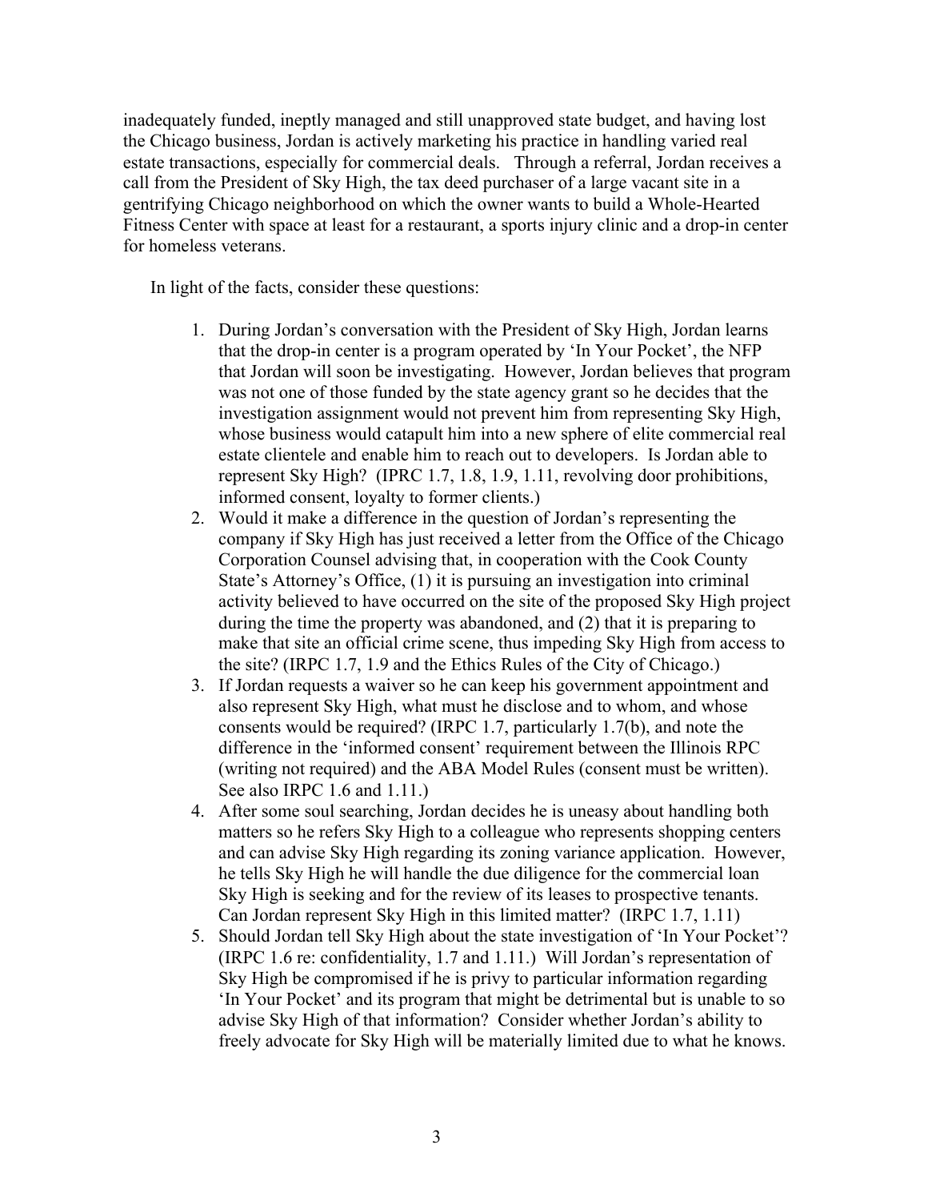inadequately funded, ineptly managed and still unapproved state budget, and having lost the Chicago business, Jordan is actively marketing his practice in handling varied real estate transactions, especially for commercial deals. Through a referral, Jordan receives a call from the President of Sky High, the tax deed purchaser of a large vacant site in a gentrifying Chicago neighborhood on which the owner wants to build a Whole-Hearted Fitness Center with space at least for a restaurant, a sports injury clinic and a drop-in center for homeless veterans.

In light of the facts, consider these questions:

1. During Jordan's conversation with the President of Sky High, Jordan learns that the drop-in center is a program operated by 'In Your Pocket', the NFP that Jordan will soon be investigating. However, Jordan believes that program was not one of those funded by the state agency grant so he decides that the investigation assignment would not prevent him from representing Sky High, whose business would catapult him into a new sphere of elite commercial real estate clientele and enable him to reach out to developers. Is Jordan able to represent Sky High? (IPRC 1.7, 1.8, 1.9, 1.11, revolving door prohibitions, informed consent, loyalty to former clients.)
2. Would it make a difference in the question of Jordan's representing the company if Sky High has just received a letter from the Office of the Chicago Corporation Counsel advising that, in cooperation with the Cook County State's Attorney's Office, (1) it is pursuing an investigation into criminal activity believed to have occurred on the site of the proposed Sky High project during the time the property was abandoned, and (2) that it is preparing to make that site an official crime scene, thus impeding Sky High from access to the site? (IRPC 1.7, 1.9 and the Ethics Rules of the City of Chicago.)
3. If Jordan requests a waiver so he can keep his government appointment and also represent Sky High, what must he disclose and to whom, and whose consents would be required? (IRPC 1.7, particularly 1.7(b), and note the difference in the 'informed consent' requirement between the Illinois RPC (writing not required) and the ABA Model Rules (consent must be written). See also IRPC 1.6 and 1.11.)
4. After some soul searching, Jordan decides he is uneasy about handling both matters so he refers Sky High to a colleague who represents shopping centers and can advise Sky High regarding its zoning variance application. However, he tells Sky High he will handle the due diligence for the commercial loan Sky High is seeking and for the review of its leases to prospective tenants. Can Jordan represent Sky High in this limited matter? (IRPC 1.7, 1.11)
5. Should Jordan tell Sky High about the state investigation of 'In Your Pocket'? (IRPC 1.6 re: confidentiality, 1.7 and 1.11.) Will Jordan's representation of Sky High be compromised if he is privy to particular information regarding 'In Your Pocket' and its program that might be detrimental but is unable to so advise Sky High of that information? Consider whether Jordan's ability to freely advocate for Sky High will be materially limited due to what he knows.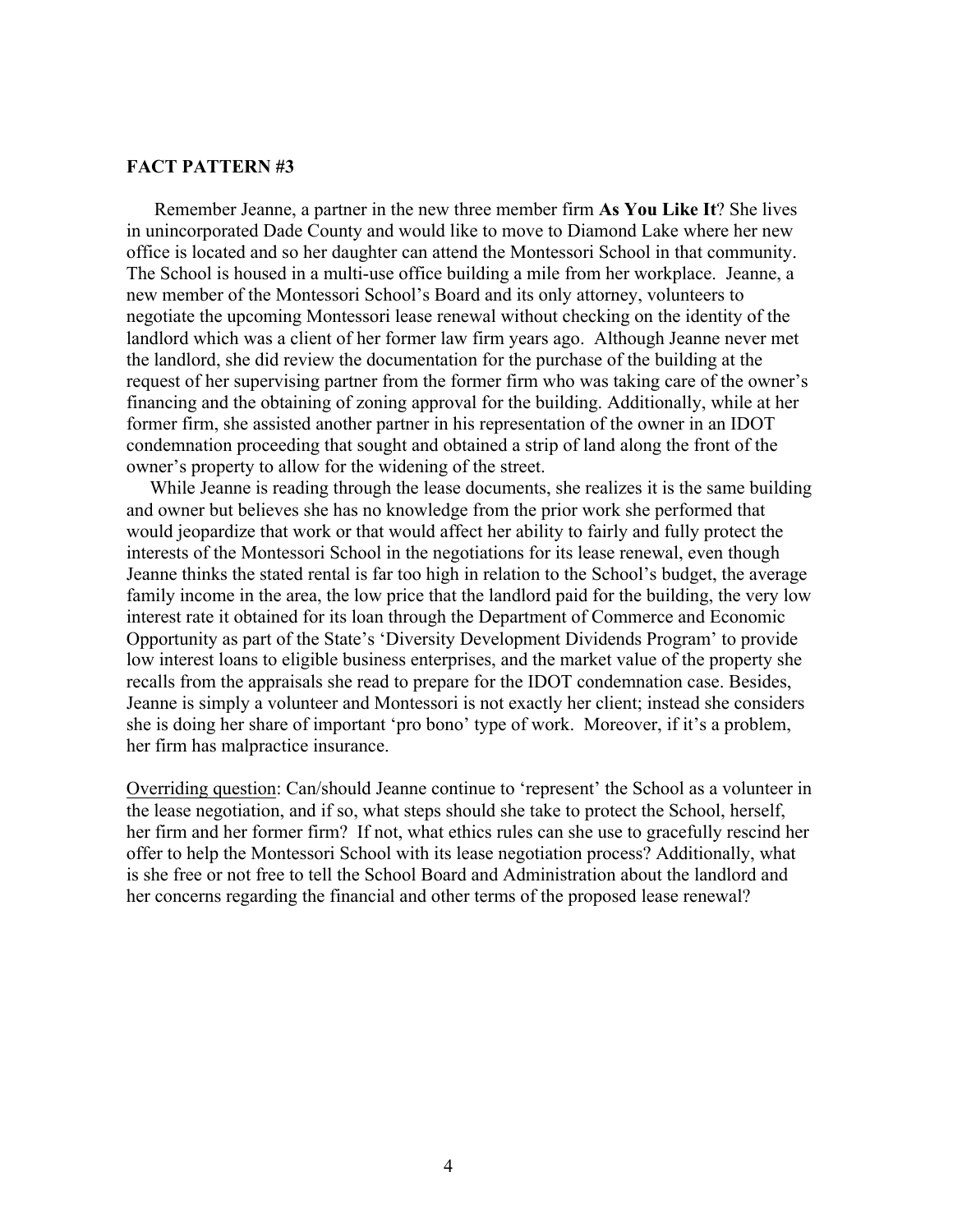**FACT PATTERN #3**

Remember Jeanne, a partner in the new three member firm **As You Like It**? She lives in unincorporated Dade County and would like to move to Diamond Lake where her new office is located and so her daughter can attend the Montessori School in that community. The School is housed in a multi-use office building a mile from her workplace. Jeanne, a new member of the Montessori School's Board and its only attorney, volunteers to negotiate the upcoming Montessori lease renewal without checking on the identity of the landlord which was a client of her former law firm years ago. Although Jeanne never met the landlord, she did review the documentation for the purchase of the building at the request of her supervising partner from the former firm who was taking care of the owner's financing and the obtaining of zoning approval for the building. Additionally, while at her former firm, she assisted another partner in his representation of the owner in an IDOT condemnation proceeding that sought and obtained a strip of land along the front of the owner's property to allow for the widening of the street.

While Jeanne is reading through the lease documents, she realizes it is the same building and owner but believes she has no knowledge from the prior work she performed that would jeopardize that work or that would affect her ability to fairly and fully protect the interests of the Montessori School in the negotiations for its lease renewal, even though Jeanne thinks the stated rental is far too high in relation to the School's budget, the average family income in the area, the low price that the landlord paid for the building, the very low interest rate it obtained for its loan through the Department of Commerce and Economic Opportunity as part of the State's 'Diversity Development Dividends Program' to provide low interest loans to eligible business enterprises, and the market value of the property she recalls from the appraisals she read to prepare for the IDOT condemnation case. Besides, Jeanne is simply a volunteer and Montessori is not exactly her client; instead she considers she is doing her share of important 'pro bono' type of work. Moreover, if it's a problem, her firm has malpractice insurance.

<u>Overriding question</u>: Can/should Jeanne continue to 'represent' the School as a volunteer in the lease negotiation, and if so, what steps should she take to protect the School, herself, her firm and her former firm? If not, what ethics rules can she use to gracefully rescind her offer to help the Montessori School with its lease negotiation process? Additionally, what is she free or not free to tell the School Board and Administration about the landlord and her concerns regarding the financial and other terms of the proposed lease renewal?